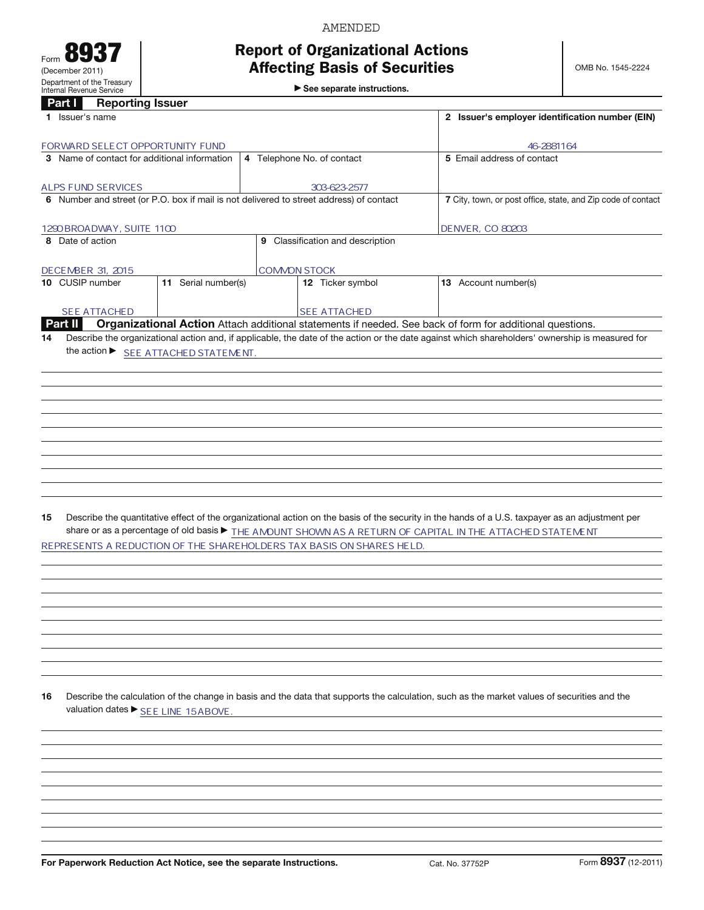AMENDED

# Form 8937
(December 2011)
Department of the Treasury
Internal Revenue Service

## Report of Organizational Actions Affecting Basis of Securities

▶ See separate instructions.

OMB No. 1545-2224

## Part I Reporting Issuer

| | | | |
|---|---|---|---|
| **1** Issuer's name<br>FORWARD SELECT OPPORTUNITY FUND | | | **2** Issuer's employer identification number (EIN)<br>46-2881164 |
| **3** Name of contact for additional information<br>ALPS FUND SERVICES | **4** Telephone No. of contact<br>303-623-2577 | | **5** Email address of contact |
| **6** Number and street (or P.O. box if mail is not delivered to street address) of contact<br>1290 BROADWAY, SUITE 1100 | | | **7** City, town, or post office, state, and Zip code of contact<br>DENVER, CO 80203 |
| **8** Date of action<br>DECEMBER 31, 2015 | **9** Classification and description<br>COMMON STOCK | | |
| **10** CUSIP number<br>SEE ATTACHED | **11** Serial number(s) | **12** Ticker symbol<br>SEE ATTACHED | **13** Account number(s) |

## Part II Organizational Action

Attach additional statements if needed. See back of form for additional questions.

**14** Describe the organizational action and, if applicable, the date of the action or the date against which shareholders' ownership is measured for the action ▶ SEE ATTACHED STATEMENT.

**15** Describe the quantitative effect of the organizational action on the basis of the security in the hands of a U.S. taxpayer as an adjustment per share or as a percentage of old basis ▶ THE AMOUNT SHOWN AS A RETURN OF CAPITAL IN THE ATTACHED STATEMENT REPRESENTS A REDUCTION OF THE SHAREHOLDERS TAX BASIS ON SHARES HELD.

**16** Describe the calculation of the change in basis and the data that supports the calculation, such as the market values of securities and the valuation dates ▶ SEE LINE 15 ABOVE.

For Paperwork Reduction Act Notice, see the separate Instructions. Cat. No. 37752P Form 8937 (12-2011)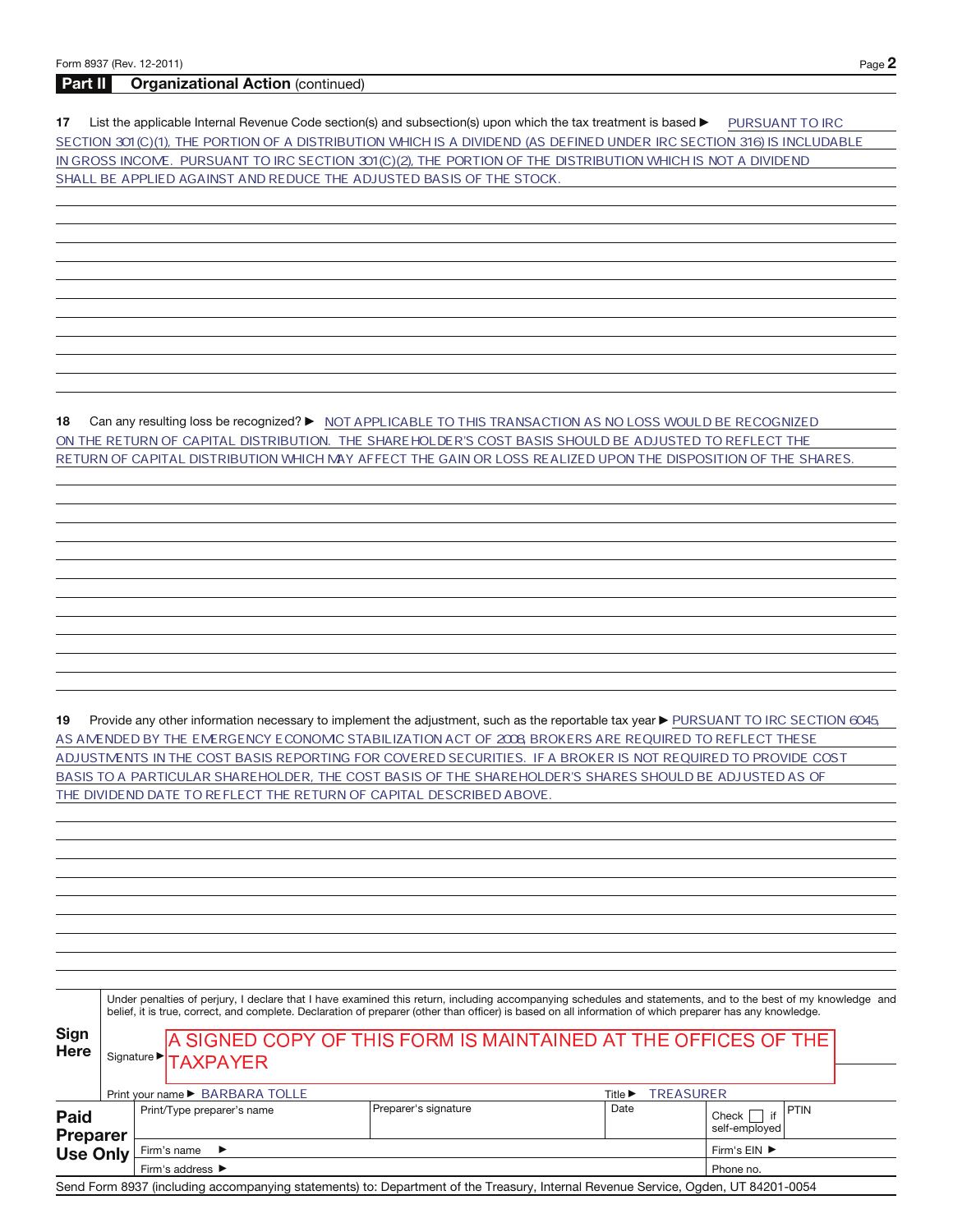## Part II Organizational Action (continued)

**17** List the applicable Internal Revenue Code section(s) and subsection(s) upon which the tax treatment is based ▶ PURSUANT TO IRC SECTION 301(C)(1), THE PORTION OF A DISTRIBUTION WHICH IS A DIVIDEND (AS DEFINED UNDER IRC SECTION 316) IS INCLUDABLE IN GROSS INCOME. PURSUANT TO IRC SECTION 301(C)(2), THE PORTION OF THE DISTRIBUTION WHICH IS NOT A DIVIDEND SHALL BE APPLIED AGAINST AND REDUCE THE ADJUSTED BASIS OF THE STOCK.

**18** Can any resulting loss be recognized? ▶ NOT APPLICABLE TO THIS TRANSACTION AS NO LOSS WOULD BE RECOGNIZED ON THE RETURN OF CAPITAL DISTRIBUTION. THE SHAREHOLDER'S COST BASIS SHOULD BE ADJUSTED TO REFLECT THE RETURN OF CAPITAL DISTRIBUTION WHICH MAY AFFECT THE GAIN OR LOSS REALIZED UPON THE DISPOSITION OF THE SHARES.

**19** Provide any other information necessary to implement the adjustment, such as the reportable tax year ▶ PURSUANT TO IRC SECTION 6045, AS AMENDED BY THE EMERGENCY ECONOMIC STABILIZATION ACT OF 2008, BROKERS ARE REQUIRED TO REFLECT THESE ADJUSTMENTS IN THE COST BASIS REPORTING FOR COVERED SECURITIES. IF A BROKER IS NOT REQUIRED TO PROVIDE COST BASIS TO A PARTICULAR SHAREHOLDER, THE COST BASIS OF THE SHAREHOLDER'S SHARES SHOULD BE ADJUSTED AS OF THE DIVIDEND DATE TO REFLECT THE RETURN OF CAPITAL DESCRIBED ABOVE.

**Sign Here**

Under penalties of perjury, I declare that I have examined this return, including accompanying schedules and statements, and to the best of my knowledge and belief, it is true, correct, and complete. Declaration of preparer (other than officer) is based on all information of which preparer has any knowledge.

Signature ▶ A SIGNED COPY OF THIS FORM IS MAINTAINED AT THE OFFICES OF THE TAXPAYER

Print your name ▶ BARBARA TOLLE Title ▶ TREASURER

| **Paid Preparer Use Only** | Print/Type preparer's name | Preparer's signature | Date | Check ☐ if self-employed | PTIN |
|---|---|---|---|---|---|
| | Firm's name ▶ | | | Firm's EIN ▶ | |
| | Firm's address ▶ | | | Phone no. | |

Send Form 8937 (including accompanying statements) to: Department of the Treasury, Internal Revenue Service, Ogden, UT 84201-0054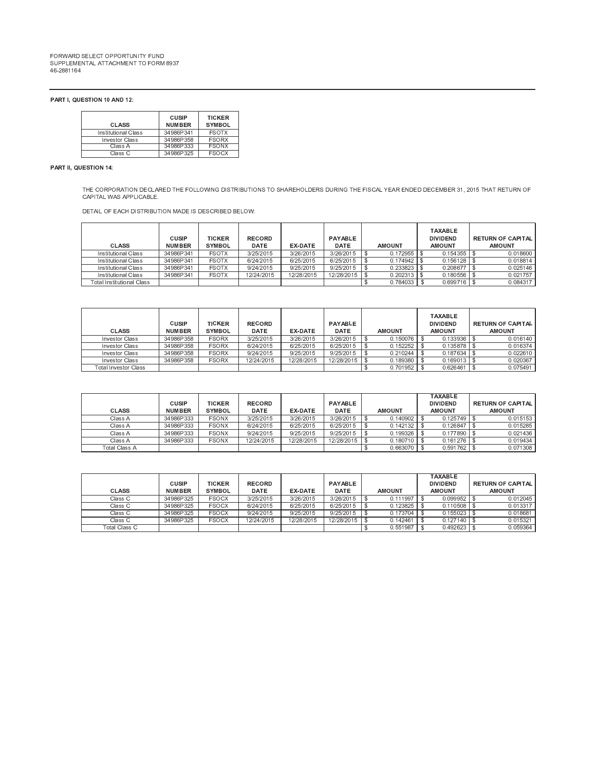FORWARD SELECT OPPORTUNITY FUND
SUPPLEMENTAL ATTACHMENT TO FORM 8937
46-2881164

**PART I, QUESTION 10 AND 12:**

| CLASS | CUSIP NUMBER | TICKER SYMBOL |
|---|---|---|
| Institutional Class | 34986P341 | FSOTX |
| Investor Class | 34986P358 | FSORX |
| Class A | 34986P333 | FSONX |
| Class C | 34986P325 | FSOCX |

**PART II, QUESTION 14:**

THE CORPORATION DECLARED THE FOLLOWING DISTRIBUTIONS TO SHAREHOLDERS DURING THE FISCAL YEAR ENDED DECEMBER 31, 2015 THAT RETURN OF CAPITAL WAS APPLICABLE.

DETAIL OF EACH DISTRIBUTION MADE IS DESCRIBED BELOW:

| CLASS | CUSIP NUMBER | TICKER SYMBOL | RECORD DATE | EX-DATE | PAYABLE DATE | AMOUNT | TAXABLE DIVIDEND AMOUNT | RETURN OF CAPITAL AMOUNT |
|---|---|---|---|---|---|---|---|---|
| Institutional Class | 34986P341 | FSOTX | 3/25/2015 | 3/26/2015 | 3/26/2015 | $ 0.172955 | $ 0.154355 | $ 0.018600 |
| Institutional Class | 34986P341 | FSOTX | 6/24/2015 | 6/25/2015 | 6/25/2015 | $ 0.174942 | $ 0.156128 | $ 0.018814 |
| Institutional Class | 34986P341 | FSOTX | 9/24/2015 | 9/25/2015 | 9/25/2015 | $ 0.233823 | $ 0.208677 | $ 0.025146 |
| Institutional Class | 34986P341 | FSOTX | 12/24/2015 | 12/28/2015 | 12/28/2015 | $ 0.202313 | $ 0.180556 | $ 0.021757 |
| Total Institutional Class | | | | | | $ 0.784033 | $ 0.699716 | $ 0.084317 |

| CLASS | CUSIP NUMBER | TICKER SYMBOL | RECORD DATE | EX-DATE | PAYABLE DATE | AMOUNT | TAXABLE DIVIDEND AMOUNT | RETURN OF CAPITAL AMOUNT |
|---|---|---|---|---|---|---|---|---|
| Investor Class | 34986P358 | FSORX | 3/25/2015 | 3/26/2015 | 3/26/2015 | $ 0.150076 | $ 0.133936 | $ 0.016140 |
| Investor Class | 34986P358 | FSORX | 6/24/2015 | 6/25/2015 | 6/25/2015 | $ 0.152252 | $ 0.135878 | $ 0.016374 |
| Investor Class | 34986P358 | FSORX | 9/24/2015 | 9/25/2015 | 9/25/2015 | $ 0.210244 | $ 0.187634 | $ 0.022610 |
| Investor Class | 34986P358 | FSORX | 12/24/2015 | 12/28/2015 | 12/28/2015 | $ 0.189380 | $ 0.169013 | $ 0.020367 |
| Total Investor Class | | | | | | $ 0.701952 | $ 0.626461 | $ 0.075491 |

| CLASS | CUSIP NUMBER | TICKER SYMBOL | RECORD DATE | EX-DATE | PAYABLE DATE | AMOUNT | TAXABLE DIVIDEND AMOUNT | RETURN OF CAPITAL AMOUNT |
|---|---|---|---|---|---|---|---|---|
| Class A | 34986P333 | FSONX | 3/25/2015 | 3/26/2015 | 3/26/2015 | $ 0.140902 | $ 0.125749 | $ 0.015153 |
| Class A | 34986P333 | FSONX | 6/24/2015 | 6/25/2015 | 6/25/2015 | $ 0.142132 | $ 0.126847 | $ 0.015285 |
| Class A | 34986P333 | FSONX | 9/24/2015 | 9/25/2015 | 9/25/2015 | $ 0.199326 | $ 0.177890 | $ 0.021436 |
| Class A | 34986P333 | FSONX | 12/24/2015 | 12/28/2015 | 12/28/2015 | $ 0.180710 | $ 0.161276 | $ 0.019434 |
| Total Class A | | | | | | $ 0.663070 | $ 0.591762 | $ 0.071308 |

| CLASS | CUSIP NUMBER | TICKER SYMBOL | RECORD DATE | EX-DATE | PAYABLE DATE | AMOUNT | TAXABLE DIVIDEND AMOUNT | RETURN OF CAPITAL AMOUNT |
|---|---|---|---|---|---|---|---|---|
| Class C | 34986P325 | FSOCX | 3/25/2015 | 3/26/2015 | 3/26/2015 | $ 0.111997 | $ 0.099952 | $ 0.012045 |
| Class C | 34986P325 | FSOCX | 6/24/2015 | 6/25/2015 | 6/25/2015 | $ 0.123825 | $ 0.110508 | $ 0.013317 |
| Class C | 34986P325 | FSOCX | 9/24/2015 | 9/25/2015 | 9/25/2015 | $ 0.173704 | $ 0.155023 | $ 0.018681 |
| Class C | 34986P325 | FSOCX | 12/24/2015 | 12/28/2015 | 12/28/2015 | $ 0.142461 | $ 0.127140 | $ 0.015321 |
| Total Class C | | | | | | $ 0.551987 | $ 0.492623 | $ 0.059364 |